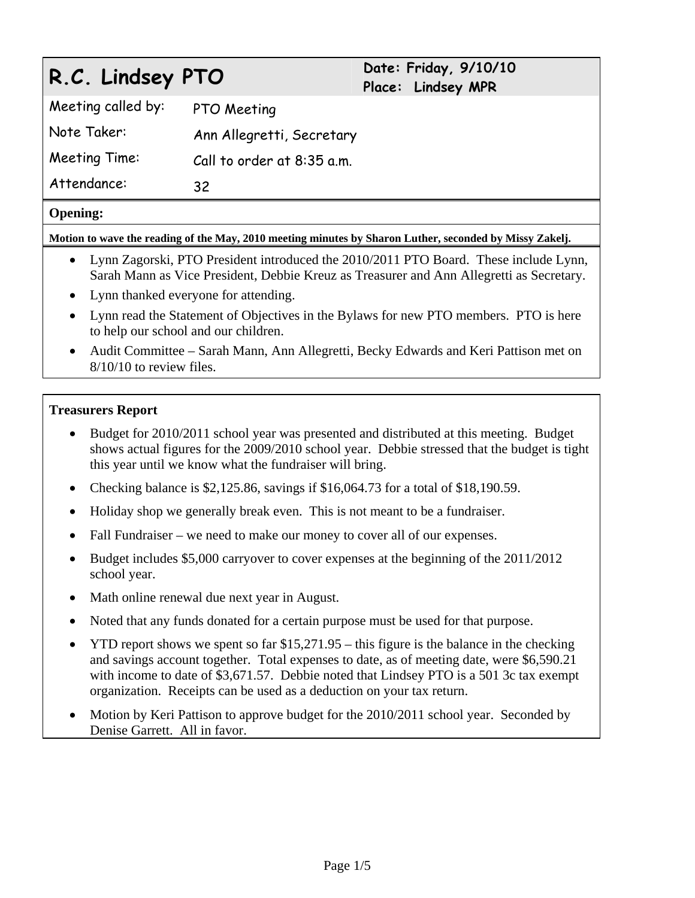# R.C. Lindsey PTO

**Date: Friday, 9/10/10**
**Place: Lindsey MPR**

| | |
|---|---|
| Meeting called by: | PTO Meeting |
| Note Taker: | Ann Allegretti, Secretary |
| Meeting Time: | Call to order at 8:35 a.m. |
| Attendance: | 32 |

## Opening:

**Motion to wave the reading of the May, 2010 meeting minutes by Sharon Luther, seconded by Missy Zakelj.**

- Lynn Zagorski, PTO President introduced the 2010/2011 PTO Board. These include Lynn, Sarah Mann as Vice President, Debbie Kreuz as Treasurer and Ann Allegretti as Secretary.
- Lynn thanked everyone for attending.
- Lynn read the Statement of Objectives in the Bylaws for new PTO members. PTO is here to help our school and our children.
- Audit Committee – Sarah Mann, Ann Allegretti, Becky Edwards and Keri Pattison met on 8/10/10 to review files.

## Treasurers Report

- Budget for 2010/2011 school year was presented and distributed at this meeting. Budget shows actual figures for the 2009/2010 school year. Debbie stressed that the budget is tight this year until we know what the fundraiser will bring.
- Checking balance is $2,125.86, savings if $16,064.73 for a total of $18,190.59.
- Holiday shop we generally break even. This is not meant to be a fundraiser.
- Fall Fundraiser – we need to make our money to cover all of our expenses.
- Budget includes $5,000 carryover to cover expenses at the beginning of the 2011/2012 school year.
- Math online renewal due next year in August.
- Noted that any funds donated for a certain purpose must be used for that purpose.
- YTD report shows we spent so far $15,271.95 – this figure is the balance in the checking and savings account together. Total expenses to date, as of meeting date, were $6,590.21 with income to date of $3,671.57. Debbie noted that Lindsey PTO is a 501 3c tax exempt organization. Receipts can be used as a deduction on your tax return.
- Motion by Keri Pattison to approve budget for the 2010/2011 school year. Seconded by Denise Garrett. All in favor.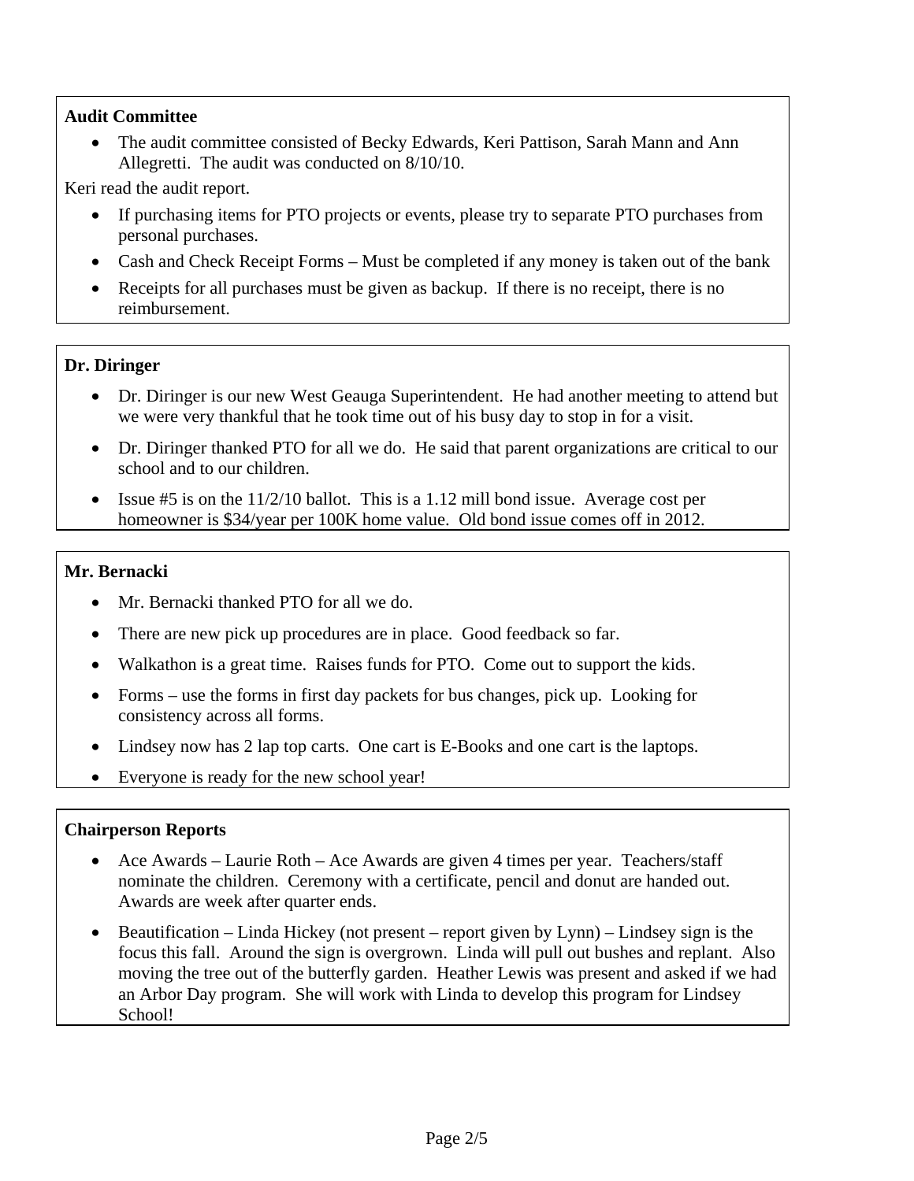**Audit Committee**

- The audit committee consisted of Becky Edwards, Keri Pattison, Sarah Mann and Ann Allegretti. The audit was conducted on 8/10/10.

Keri read the audit report.

- If purchasing items for PTO projects or events, please try to separate PTO purchases from personal purchases.
- Cash and Check Receipt Forms – Must be completed if any money is taken out of the bank
- Receipts for all purchases must be given as backup. If there is no receipt, there is no reimbursement.

**Dr. Diringer**

- Dr. Diringer is our new West Geauga Superintendent. He had another meeting to attend but we were very thankful that he took time out of his busy day to stop in for a visit.
- Dr. Diringer thanked PTO for all we do. He said that parent organizations are critical to our school and to our children.
- Issue #5 is on the 11/2/10 ballot. This is a 1.12 mill bond issue. Average cost per homeowner is $34/year per 100K home value. Old bond issue comes off in 2012.

**Mr. Bernacki**

- Mr. Bernacki thanked PTO for all we do.
- There are new pick up procedures are in place. Good feedback so far.
- Walkathon is a great time. Raises funds for PTO. Come out to support the kids.
- Forms – use the forms in first day packets for bus changes, pick up. Looking for consistency across all forms.
- Lindsey now has 2 lap top carts. One cart is E-Books and one cart is the laptops.
- Everyone is ready for the new school year!

**Chairperson Reports**

- Ace Awards – Laurie Roth – Ace Awards are given 4 times per year. Teachers/staff nominate the children. Ceremony with a certificate, pencil and donut are handed out. Awards are week after quarter ends.
- Beautification – Linda Hickey (not present – report given by Lynn) – Lindsey sign is the focus this fall. Around the sign is overgrown. Linda will pull out bushes and replant. Also moving the tree out of the butterfly garden. Heather Lewis was present and asked if we had an Arbor Day program. She will work with Linda to develop this program for Lindsey School!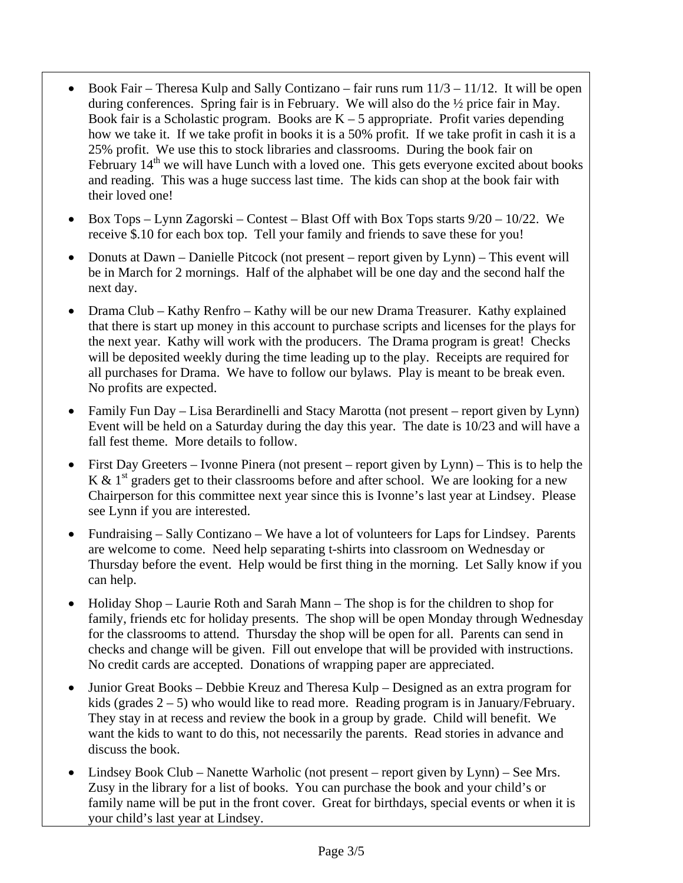- Book Fair – Theresa Kulp and Sally Contizano – fair runs rum 11/3 – 11/12. It will be open during conferences. Spring fair is in February. We will also do the ½ price fair in May. Book fair is a Scholastic program. Books are K – 5 appropriate. Profit varies depending how we take it. If we take profit in books it is a 50% profit. If we take profit in cash it is a 25% profit. We use this to stock libraries and classrooms. During the book fair on February 14th we will have Lunch with a loved one. This gets everyone excited about books and reading. This was a huge success last time. The kids can shop at the book fair with their loved one!
- Box Tops – Lynn Zagorski – Contest – Blast Off with Box Tops starts 9/20 – 10/22. We receive $.10 for each box top. Tell your family and friends to save these for you!
- Donuts at Dawn – Danielle Pitcock (not present – report given by Lynn) – This event will be in March for 2 mornings. Half of the alphabet will be one day and the second half the next day.
- Drama Club – Kathy Renfro – Kathy will be our new Drama Treasurer. Kathy explained that there is start up money in this account to purchase scripts and licenses for the plays for the next year. Kathy will work with the producers. The Drama program is great! Checks will be deposited weekly during the time leading up to the play. Receipts are required for all purchases for Drama. We have to follow our bylaws. Play is meant to be break even. No profits are expected.
- Family Fun Day – Lisa Berardinelli and Stacy Marotta (not present – report given by Lynn) Event will be held on a Saturday during the day this year. The date is 10/23 and will have a fall fest theme. More details to follow.
- First Day Greeters – Ivonne Pinera (not present – report given by Lynn) – This is to help the K & 1st graders get to their classrooms before and after school. We are looking for a new Chairperson for this committee next year since this is Ivonne's last year at Lindsey. Please see Lynn if you are interested.
- Fundraising – Sally Contizano – We have a lot of volunteers for Laps for Lindsey. Parents are welcome to come. Need help separating t-shirts into classroom on Wednesday or Thursday before the event. Help would be first thing in the morning. Let Sally know if you can help.
- Holiday Shop – Laurie Roth and Sarah Mann – The shop is for the children to shop for family, friends etc for holiday presents. The shop will be open Monday through Wednesday for the classrooms to attend. Thursday the shop will be open for all. Parents can send in checks and change will be given. Fill out envelope that will be provided with instructions. No credit cards are accepted. Donations of wrapping paper are appreciated.
- Junior Great Books – Debbie Kreuz and Theresa Kulp – Designed as an extra program for kids (grades 2 – 5) who would like to read more. Reading program is in January/February. They stay in at recess and review the book in a group by grade. Child will benefit. We want the kids to want to do this, not necessarily the parents. Read stories in advance and discuss the book.
- Lindsey Book Club – Nanette Warholic (not present – report given by Lynn) – See Mrs. Zusy in the library for a list of books. You can purchase the book and your child's or family name will be put in the front cover. Great for birthdays, special events or when it is your child's last year at Lindsey.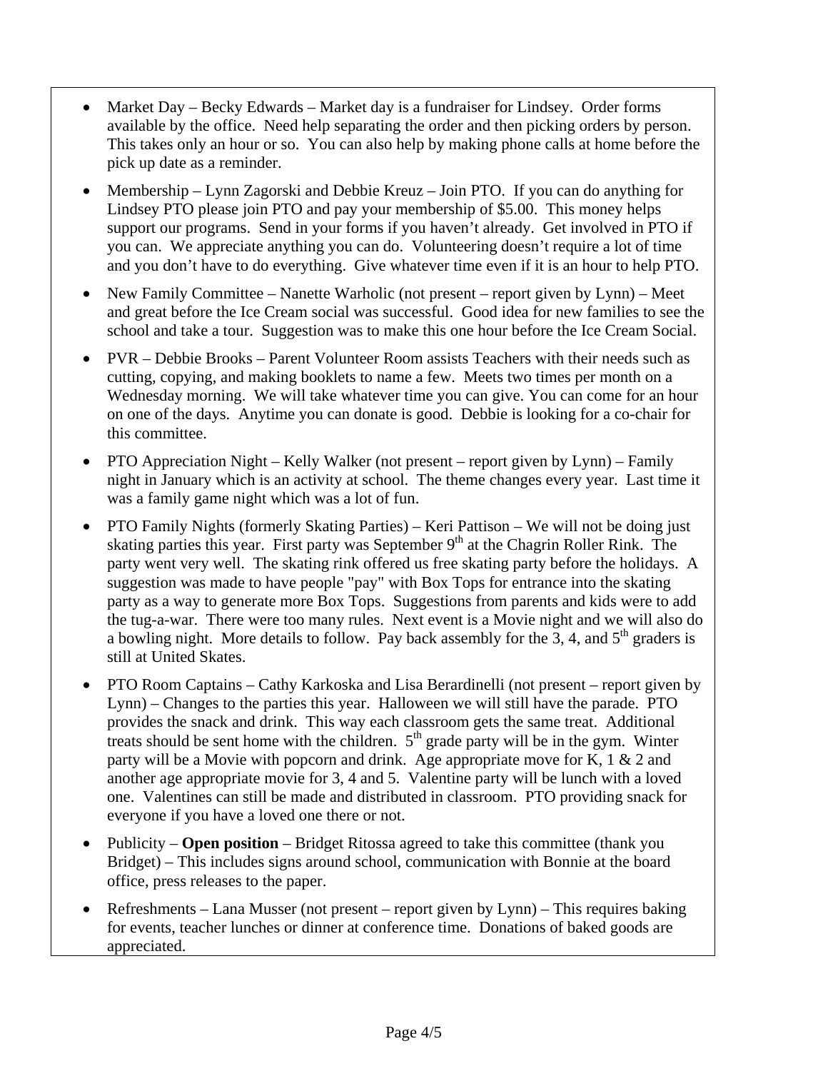- Market Day – Becky Edwards – Market day is a fundraiser for Lindsey. Order forms available by the office. Need help separating the order and then picking orders by person. This takes only an hour or so. You can also help by making phone calls at home before the pick up date as a reminder.

- Membership – Lynn Zagorski and Debbie Kreuz – Join PTO. If you can do anything for Lindsey PTO please join PTO and pay your membership of $5.00. This money helps support our programs. Send in your forms if you haven't already. Get involved in PTO if you can. We appreciate anything you can do. Volunteering doesn't require a lot of time and you don't have to do everything. Give whatever time even if it is an hour to help PTO.

- New Family Committee – Nanette Warholic (not present – report given by Lynn) – Meet and great before the Ice Cream social was successful. Good idea for new families to see the school and take a tour. Suggestion was to make this one hour before the Ice Cream Social.

- PVR – Debbie Brooks – Parent Volunteer Room assists Teachers with their needs such as cutting, copying, and making booklets to name a few. Meets two times per month on a Wednesday morning. We will take whatever time you can give. You can come for an hour on one of the days. Anytime you can donate is good. Debbie is looking for a co-chair for this committee.

- PTO Appreciation Night – Kelly Walker (not present – report given by Lynn) – Family night in January which is an activity at school. The theme changes every year. Last time it was a family game night which was a lot of fun.

- PTO Family Nights (formerly Skating Parties) – Keri Pattison – We will not be doing just skating parties this year. First party was September 9th at the Chagrin Roller Rink. The party went very well. The skating rink offered us free skating party before the holidays. A suggestion was made to have people "pay" with Box Tops for entrance into the skating party as a way to generate more Box Tops. Suggestions from parents and kids were to add the tug-a-war. There were too many rules. Next event is a Movie night and we will also do a bowling night. More details to follow. Pay back assembly for the 3, 4, and 5th graders is still at United Skates.

- PTO Room Captains – Cathy Karkoska and Lisa Berardinelli (not present – report given by Lynn) – Changes to the parties this year. Halloween we will still have the parade. PTO provides the snack and drink. This way each classroom gets the same treat. Additional treats should be sent home with the children. 5th grade party will be in the gym. Winter party will be a Movie with popcorn and drink. Age appropriate move for K, 1 & 2 and another age appropriate movie for 3, 4 and 5. Valentine party will be lunch with a loved one. Valentines can still be made and distributed in classroom. PTO providing snack for everyone if you have a loved one there or not.

- Publicity – **Open position** – Bridget Ritossa agreed to take this committee (thank you Bridget) – This includes signs around school, communication with Bonnie at the board office, press releases to the paper.

- Refreshments – Lana Musser (not present – report given by Lynn) – This requires baking for events, teacher lunches or dinner at conference time. Donations of baked goods are appreciated.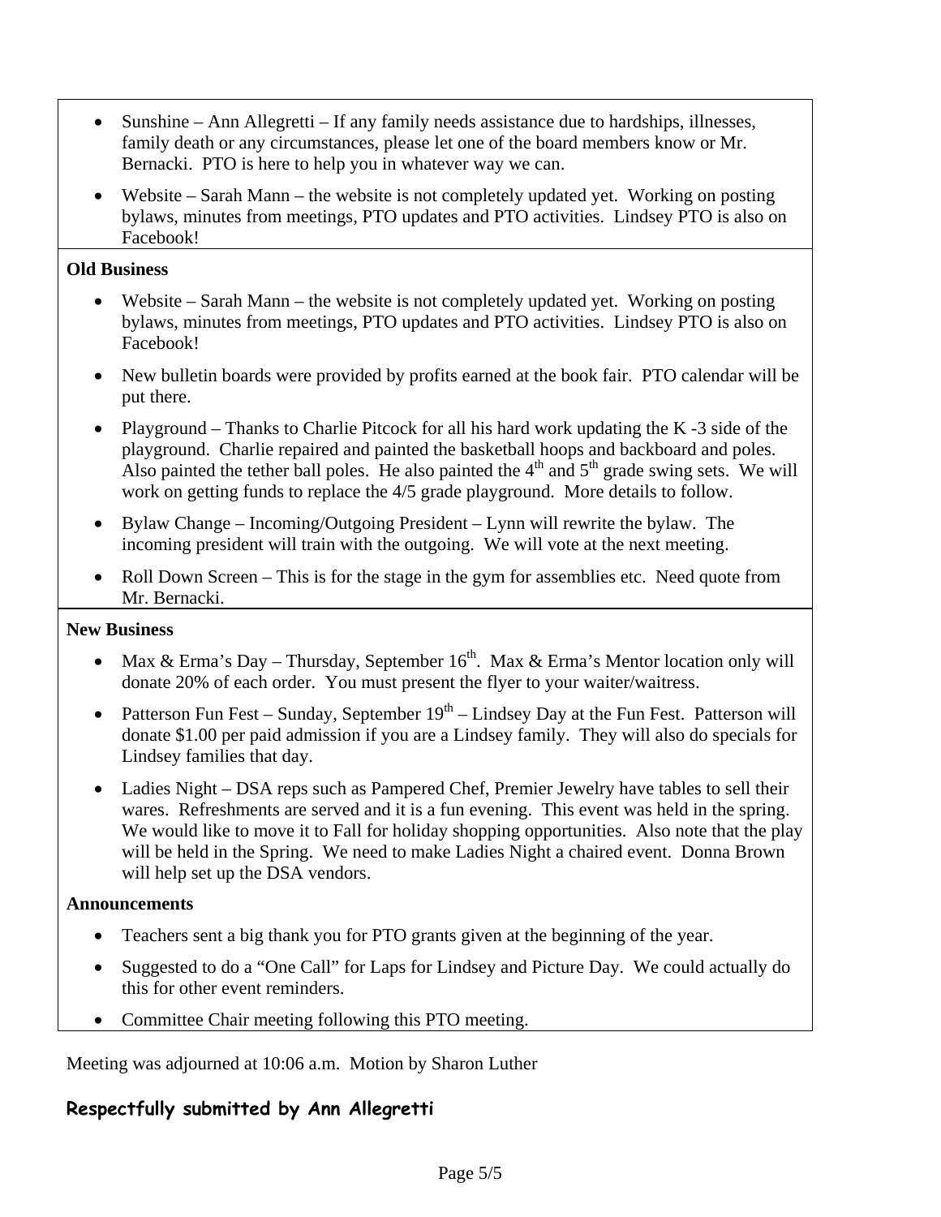- Sunshine – Ann Allegretti – If any family needs assistance due to hardships, illnesses, family death or any circumstances, please let one of the board members know or Mr. Bernacki. PTO is here to help you in whatever way we can.
- Website – Sarah Mann – the website is not completely updated yet. Working on posting bylaws, minutes from meetings, PTO updates and PTO activities. Lindsey PTO is also on Facebook!

**Old Business**

- Website – Sarah Mann – the website is not completely updated yet. Working on posting bylaws, minutes from meetings, PTO updates and PTO activities. Lindsey PTO is also on Facebook!
- New bulletin boards were provided by profits earned at the book fair. PTO calendar will be put there.
- Playground – Thanks to Charlie Pitcock for all his hard work updating the K -3 side of the playground. Charlie repaired and painted the basketball hoops and backboard and poles. Also painted the tether ball poles. He also painted the 4th and 5th grade swing sets. We will work on getting funds to replace the 4/5 grade playground. More details to follow.
- Bylaw Change – Incoming/Outgoing President – Lynn will rewrite the bylaw. The incoming president will train with the outgoing. We will vote at the next meeting.
- Roll Down Screen – This is for the stage in the gym for assemblies etc. Need quote from Mr. Bernacki.

**New Business**

- Max & Erma's Day – Thursday, September 16th. Max & Erma's Mentor location only will donate 20% of each order. You must present the flyer to your waiter/waitress.
- Patterson Fun Fest – Sunday, September 19th – Lindsey Day at the Fun Fest. Patterson will donate $1.00 per paid admission if you are a Lindsey family. They will also do specials for Lindsey families that day.
- Ladies Night – DSA reps such as Pampered Chef, Premier Jewelry have tables to sell their wares. Refreshments are served and it is a fun evening. This event was held in the spring. We would like to move it to Fall for holiday shopping opportunities. Also note that the play will be held in the Spring. We need to make Ladies Night a chaired event. Donna Brown will help set up the DSA vendors.

**Announcements**

- Teachers sent a big thank you for PTO grants given at the beginning of the year.
- Suggested to do a "One Call" for Laps for Lindsey and Picture Day. We could actually do this for other event reminders.
- Committee Chair meeting following this PTO meeting.

Meeting was adjourned at 10:06 a.m. Motion by Sharon Luther

**Respectfully submitted by Ann Allegretti**